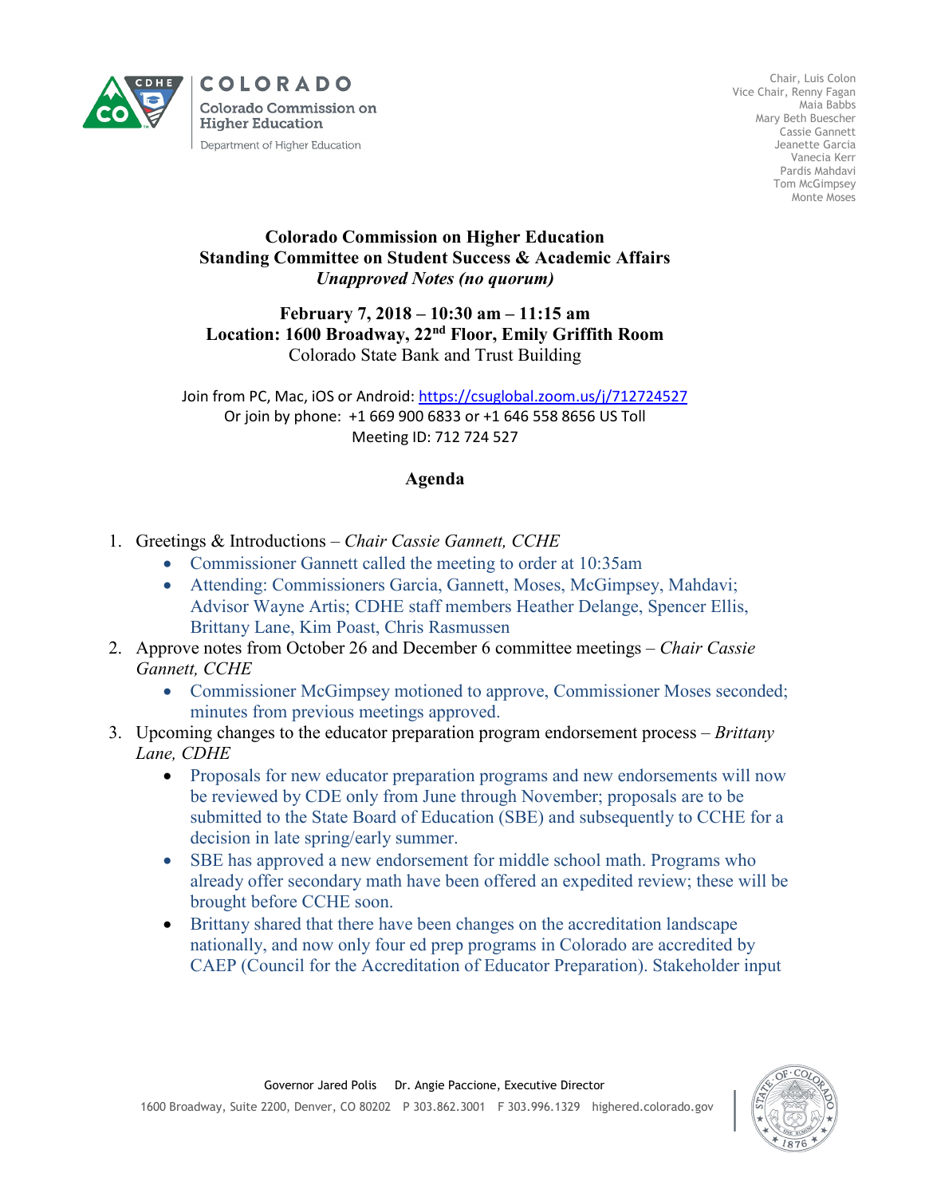COLORADO

Colorado Commission on Higher Education

Department of Higher Education

Chair, Luis Colon
Vice Chair, Renny Fagan
Maia Babbs
Mary Beth Buescher
Cassie Gannett
Jeanette Garcia
Vanecia Kerr
Pardis Mahdavi
Tom McGimpsey
Monte Moses

**Colorado Commission on Higher Education**
**Standing Committee on Student Success & Academic Affairs**
***Unapproved Notes (no quorum)***

**February 7, 2018 – 10:30 am – 11:15 am**
**Location: 1600 Broadway, 22nd Floor, Emily Griffith Room**
Colorado State Bank and Trust Building

Join from PC, Mac, iOS or Android: https://csuglobal.zoom.us/j/712724527
Or join by phone: +1 669 900 6833 or +1 646 558 8656 US Toll
Meeting ID: 712 724 527

## Agenda

1. Greetings & Introductions – *Chair Cassie Gannett, CCHE*
   - Commissioner Gannett called the meeting to order at 10:35am
   - Attending: Commissioners Garcia, Gannett, Moses, McGimpsey, Mahdavi; Advisor Wayne Artis; CDHE staff members Heather Delange, Spencer Ellis, Brittany Lane, Kim Poast, Chris Rasmussen
2. Approve notes from October 26 and December 6 committee meetings – *Chair Cassie Gannett, CCHE*
   - Commissioner McGimpsey motioned to approve, Commissioner Moses seconded; minutes from previous meetings approved.
3. Upcoming changes to the educator preparation program endorsement process – *Brittany Lane, CDHE*
   - Proposals for new educator preparation programs and new endorsements will now be reviewed by CDE only from June through November; proposals are to be submitted to the State Board of Education (SBE) and subsequently to CCHE for a decision in late spring/early summer.
   - SBE has approved a new endorsement for middle school math. Programs who already offer secondary math have been offered an expedited review; these will be brought before CCHE soon.
   - Brittany shared that there have been changes on the accreditation landscape nationally, and now only four ed prep programs in Colorado are accredited by CAEP (Council for the Accreditation of Educator Preparation). Stakeholder input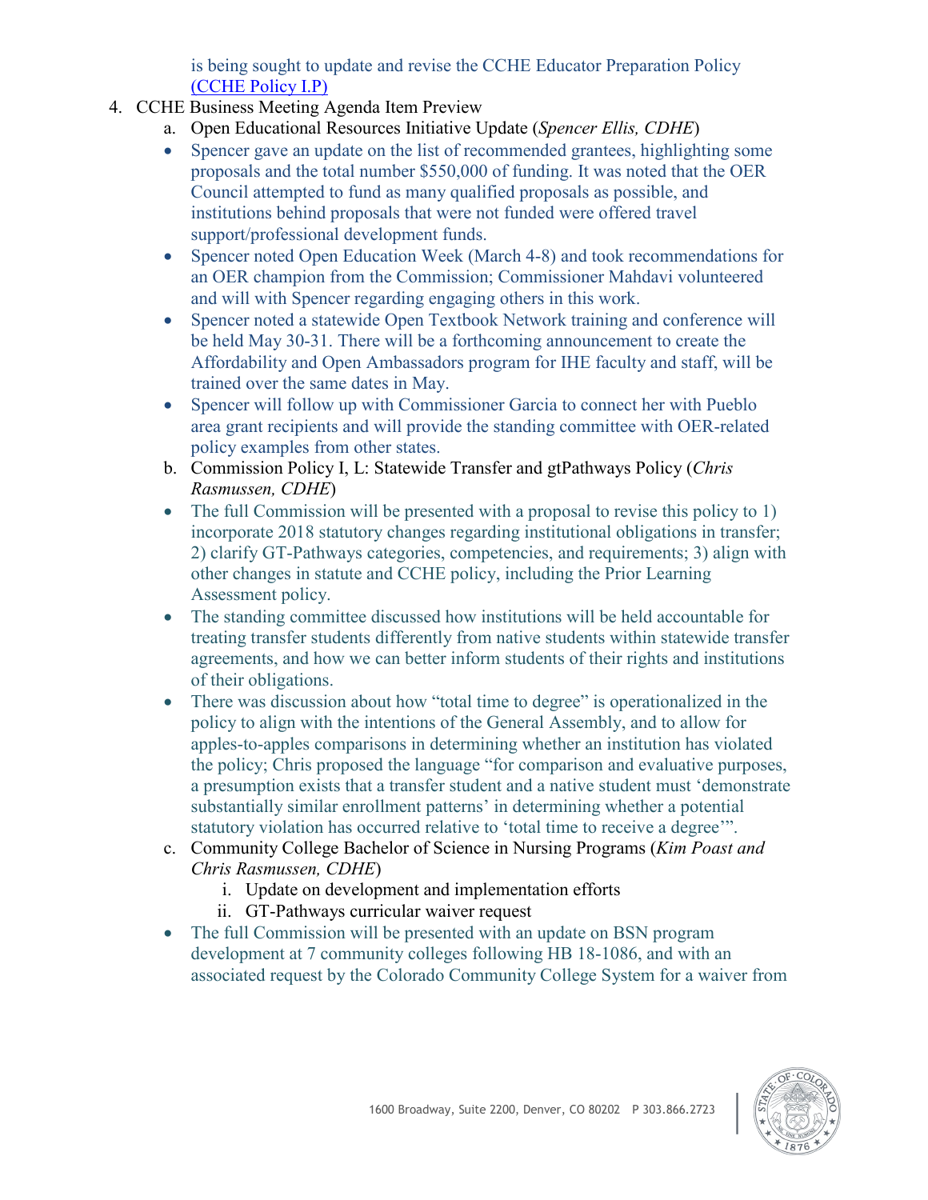is being sought to update and revise the CCHE Educator Preparation Policy [(CCHE Policy I.P)]

4. CCHE Business Meeting Agenda Item Preview
   a. Open Educational Resources Initiative Update (*Spencer Ellis, CDHE*)
   - Spencer gave an update on the list of recommended grantees, highlighting some proposals and the total number $550,000 of funding. It was noted that the OER Council attempted to fund as many qualified proposals as possible, and institutions behind proposals that were not funded were offered travel support/professional development funds.
   - Spencer noted Open Education Week (March 4-8) and took recommendations for an OER champion from the Commission; Commissioner Mahdavi volunteered and will with Spencer regarding engaging others in this work.
   - Spencer noted a statewide Open Textbook Network training and conference will be held May 30-31. There will be a forthcoming announcement to create the Affordability and Open Ambassadors program for IHE faculty and staff, will be trained over the same dates in May.
   - Spencer will follow up with Commissioner Garcia to connect her with Pueblo area grant recipients and will provide the standing committee with OER-related policy examples from other states.

   b. Commission Policy I, L: Statewide Transfer and gtPathways Policy (*Chris Rasmussen, CDHE*)
   - The full Commission will be presented with a proposal to revise this policy to 1) incorporate 2018 statutory changes regarding institutional obligations in transfer; 2) clarify GT-Pathways categories, competencies, and requirements; 3) align with other changes in statute and CCHE policy, including the Prior Learning Assessment policy.
   - The standing committee discussed how institutions will be held accountable for treating transfer students differently from native students within statewide transfer agreements, and how we can better inform students of their rights and institutions of their obligations.
   - There was discussion about how "total time to degree" is operationalized in the policy to align with the intentions of the General Assembly, and to allow for apples-to-apples comparisons in determining whether an institution has violated the policy; Chris proposed the language "for comparison and evaluative purposes, a presumption exists that a transfer student and a native student must 'demonstrate substantially similar enrollment patterns' in determining whether a potential statutory violation has occurred relative to 'total time to receive a degree'".

   c. Community College Bachelor of Science in Nursing Programs (*Kim Poast and Chris Rasmussen, CDHE*)
      i. Update on development and implementation efforts
      ii. GT-Pathways curricular waiver request
   - The full Commission will be presented with an update on BSN program development at 7 community colleges following HB 18-1086, and with an associated request by the Colorado Community College System for a waiver from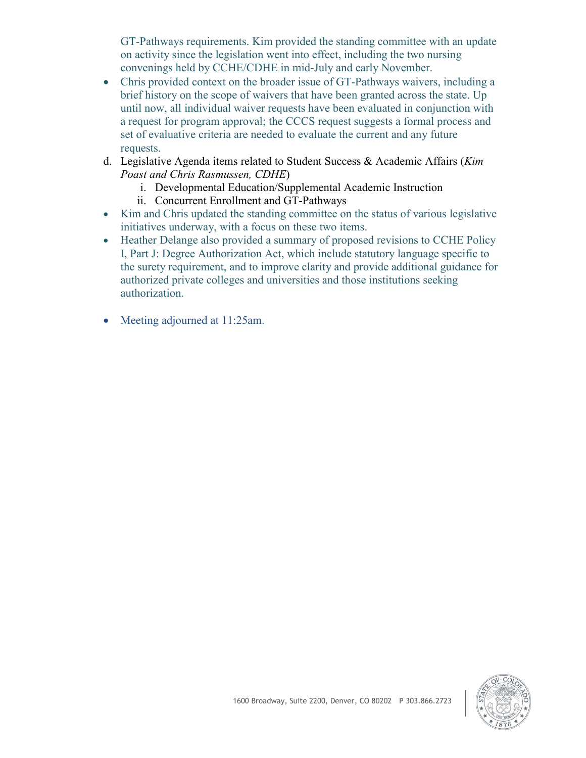GT-Pathways requirements. Kim provided the standing committee with an update on activity since the legislation went into effect, including the two nursing convenings held by CCHE/CDHE in mid-July and early November.

- Chris provided context on the broader issue of GT-Pathways waivers, including a brief history on the scope of waivers that have been granted across the state. Up until now, all individual waiver requests have been evaluated in conjunction with a request for program approval; the CCCS request suggests a formal process and set of evaluative criteria are needed to evaluate the current and any future requests.

d. Legislative Agenda items related to Student Success & Academic Affairs (*Kim Poast and Chris Rasmussen, CDHE*)
   i. Developmental Education/Supplemental Academic Instruction
   ii. Concurrent Enrollment and GT-Pathways

- Kim and Chris updated the standing committee on the status of various legislative initiatives underway, with a focus on these two items.
- Heather Delange also provided a summary of proposed revisions to CCHE Policy I, Part J: Degree Authorization Act, which include statutory language specific to the surety requirement, and to improve clarity and provide additional guidance for authorized private colleges and universities and those institutions seeking authorization.

- Meeting adjourned at 11:25am.